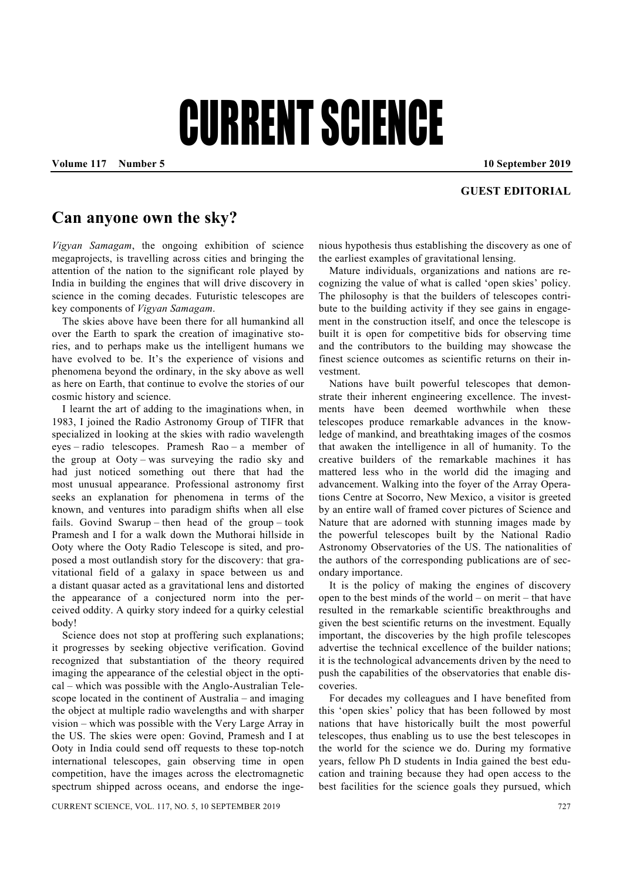# CURRENT SCIENCE

**Volume 117 Number 5 10 September 2019**

**GUEST EDITORIAL**

## Can anyone own the sky?

*Vigyan Samagam*, the ongoing exhibition of science megaprojects, is travelling across cities and bringing the attention of the nation to the significant role played by India in building the engines that will drive discovery in science in the coming decades. Futuristic telescopes are key components of *Vigyan Samagam*.

The skies above have been there for all humankind all over the Earth to spark the creation of imaginative stories, and to perhaps make us the intelligent humans we have evolved to be. It's the experience of visions and phenomena beyond the ordinary, in the sky above as well as here on Earth, that continue to evolve the stories of our cosmic history and science.

I learnt the art of adding to the imaginations when, in 1983, I joined the Radio Astronomy Group of TIFR that specialized in looking at the skies with radio wavelength eyes – radio telescopes. Pramesh Rao – a member of the group at Ooty – was surveying the radio sky and had just noticed something out there that had the most unusual appearance. Professional astronomy first seeks an explanation for phenomena in terms of the known, and ventures into paradigm shifts when all else fails. Govind Swarup – then head of the group – took Pramesh and I for a walk down the Muthorai hillside in Ooty where the Ooty Radio Telescope is sited, and proposed a most outlandish story for the discovery: that gravitational field of a galaxy in space between us and a distant quasar acted as a gravitational lens and distorted the appearance of a conjectured norm into the perceived oddity. A quirky story indeed for a quirky celestial body!

Science does not stop at proffering such explanations; it progresses by seeking objective verification. Govind recognized that substantiation of the theory required imaging the appearance of the celestial object in the optical – which was possible with the Anglo-Australian Telescope located in the continent of Australia – and imaging the object at multiple radio wavelengths and with sharper vision – which was possible with the Very Large Array in the US. The skies were open: Govind, Pramesh and I at Ooty in India could send off requests to these top-notch international telescopes, gain observing time in open competition, have the images across the electromagnetic spectrum shipped across oceans, and endorse the ingenious hypothesis thus establishing the discovery as one of the earliest examples of gravitational lensing.

Mature individuals, organizations and nations are recognizing the value of what is called 'open skies' policy. The philosophy is that the builders of telescopes contribute to the building activity if they see gains in engagement in the construction itself, and once the telescope is built it is open for competitive bids for observing time and the contributors to the building may showcase the finest science outcomes as scientific returns on their investment.

Nations have built powerful telescopes that demonstrate their inherent engineering excellence. The investments have been deemed worthwhile when these telescopes produce remarkable advances in the knowledge of mankind, and breathtaking images of the cosmos that awaken the intelligence in all of humanity. To the creative builders of the remarkable machines it has mattered less who in the world did the imaging and advancement. Walking into the foyer of the Array Operations Centre at Socorro, New Mexico, a visitor is greeted by an entire wall of framed cover pictures of Science and Nature that are adorned with stunning images made by the powerful telescopes built by the National Radio Astronomy Observatories of the US. The nationalities of the authors of the corresponding publications are of secondary importance.

It is the policy of making the engines of discovery open to the best minds of the world – on merit – that have resulted in the remarkable scientific breakthroughs and given the best scientific returns on the investment. Equally important, the discoveries by the high profile telescopes advertise the technical excellence of the builder nations; it is the technological advancements driven by the need to push the capabilities of the observatories that enable discoveries.

For decades my colleagues and I have benefited from this 'open skies' policy that has been followed by most nations that have historically built the most powerful telescopes, thus enabling us to use the best telescopes in the world for the science we do. During my formative years, fellow Ph D students in India gained the best education and training because they had open access to the best facilities for the science goals they pursued, which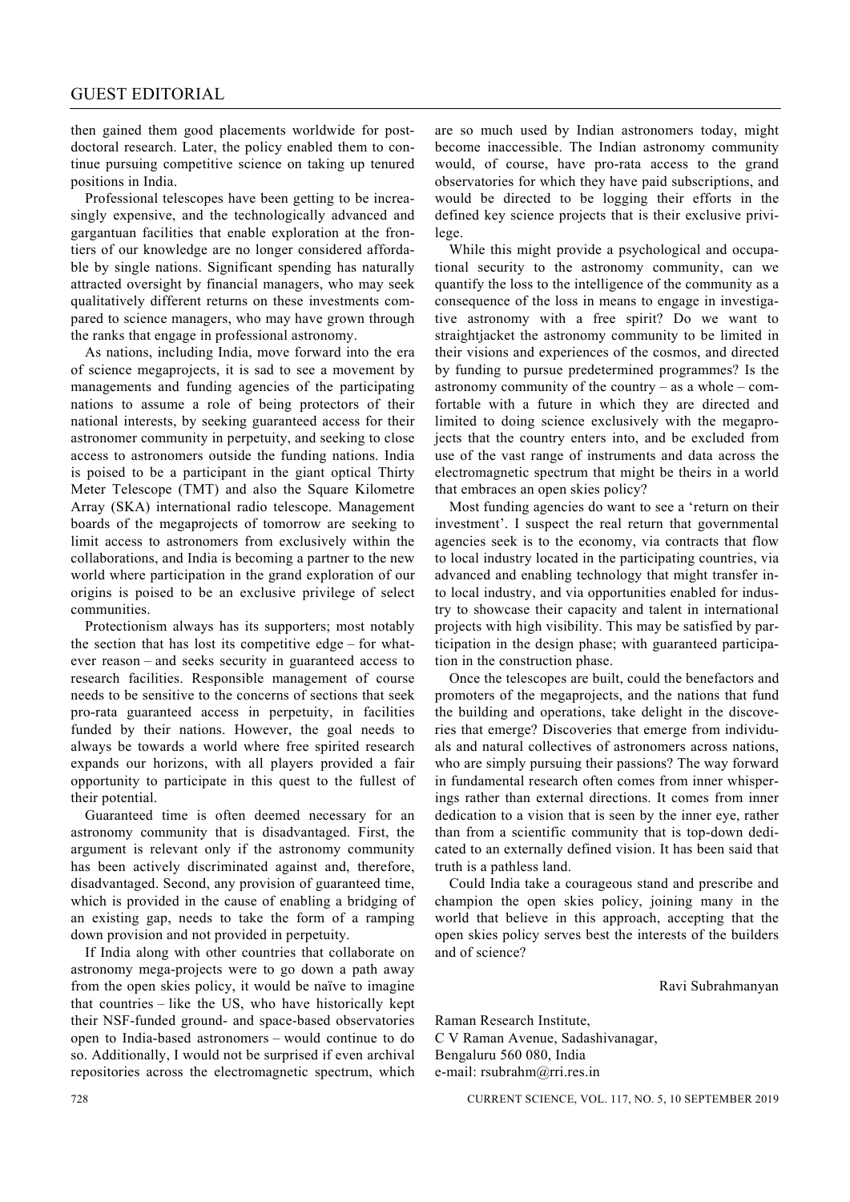then gained them good placements worldwide for post-doctoral research. Later, the policy enabled them to continue pursuing competitive science on taking up tenured positions in India.

Professional telescopes have been getting to be increasingly expensive, and the technologically advanced and gargantuan facilities that enable exploration at the frontiers of our knowledge are no longer considered affordable by single nations. Significant spending has naturally attracted oversight by financial managers, who may seek qualitatively different returns on these investments compared to science managers, who may have grown through the ranks that engage in professional astronomy.

As nations, including India, move forward into the era of science megaprojects, it is sad to see a movement by managements and funding agencies of the participating nations to assume a role of being protectors of their national interests, by seeking guaranteed access for their astronomer community in perpetuity, and seeking to close access to astronomers outside the funding nations. India is poised to be a participant in the giant optical Thirty Meter Telescope (TMT) and also the Square Kilometre Array (SKA) international radio telescope. Management boards of the megaprojects of tomorrow are seeking to limit access to astronomers from exclusively within the collaborations, and India is becoming a partner to the new world where participation in the grand exploration of our origins is poised to be an exclusive privilege of select communities.

Protectionism always has its supporters; most notably the section that has lost its competitive edge – for whatever reason – and seeks security in guaranteed access to research facilities. Responsible management of course needs to be sensitive to the concerns of sections that seek pro-rata guaranteed access in perpetuity, in facilities funded by their nations. However, the goal needs to always be towards a world where free spirited research expands our horizons, with all players provided a fair opportunity to participate in this quest to the fullest of their potential.

Guaranteed time is often deemed necessary for an astronomy community that is disadvantaged. First, the argument is relevant only if the astronomy community has been actively discriminated against and, therefore, disadvantaged. Second, any provision of guaranteed time, which is provided in the cause of enabling a bridging of an existing gap, needs to take the form of a ramping down provision and not provided in perpetuity.

If India along with other countries that collaborate on astronomy mega-projects were to go down a path away from the open skies policy, it would be naïve to imagine that countries – like the US, who have historically kept their NSF-funded ground- and space-based observatories open to India-based astronomers – would continue to do so. Additionally, I would not be surprised if even archival repositories across the electromagnetic spectrum, which are so much used by Indian astronomers today, might become inaccessible. The Indian astronomy community would, of course, have pro-rata access to the grand observatories for which they have paid subscriptions, and would be directed to be logging their efforts in the defined key science projects that is their exclusive privilege.

While this might provide a psychological and occupational security to the astronomy community, can we quantify the loss to the intelligence of the community as a consequence of the loss in means to engage in investigative astronomy with a free spirit? Do we want to straightjacket the astronomy community to be limited in their visions and experiences of the cosmos, and directed by funding to pursue predetermined programmes? Is the astronomy community of the country – as a whole – comfortable with a future in which they are directed and limited to doing science exclusively with the megaprojects that the country enters into, and be excluded from use of the vast range of instruments and data across the electromagnetic spectrum that might be theirs in a world that embraces an open skies policy?

Most funding agencies do want to see a 'return on their investment'. I suspect the real return that governmental agencies seek is to the economy, via contracts that flow to local industry located in the participating countries, via advanced and enabling technology that might transfer into local industry, and via opportunities enabled for industry to showcase their capacity and talent in international projects with high visibility. This may be satisfied by participation in the design phase; with guaranteed participation in the construction phase.

Once the telescopes are built, could the benefactors and promoters of the megaprojects, and the nations that fund the building and operations, take delight in the discoveries that emerge? Discoveries that emerge from individuals and natural collectives of astronomers across nations, who are simply pursuing their passions? The way forward in fundamental research often comes from inner whisperings rather than external directions. It comes from inner dedication to a vision that is seen by the inner eye, rather than from a scientific community that is top-down dedicated to an externally defined vision. It has been said that truth is a pathless land.

Could India take a courageous stand and prescribe and champion the open skies policy, joining many in the world that believe in this approach, accepting that the open skies policy serves best the interests of the builders and of science?

Ravi Subrahmanyan

Raman Research Institute,
C V Raman Avenue, Sadashivanagar,
Bengaluru 560 080, India
e-mail: rsubrahm@rri.res.in